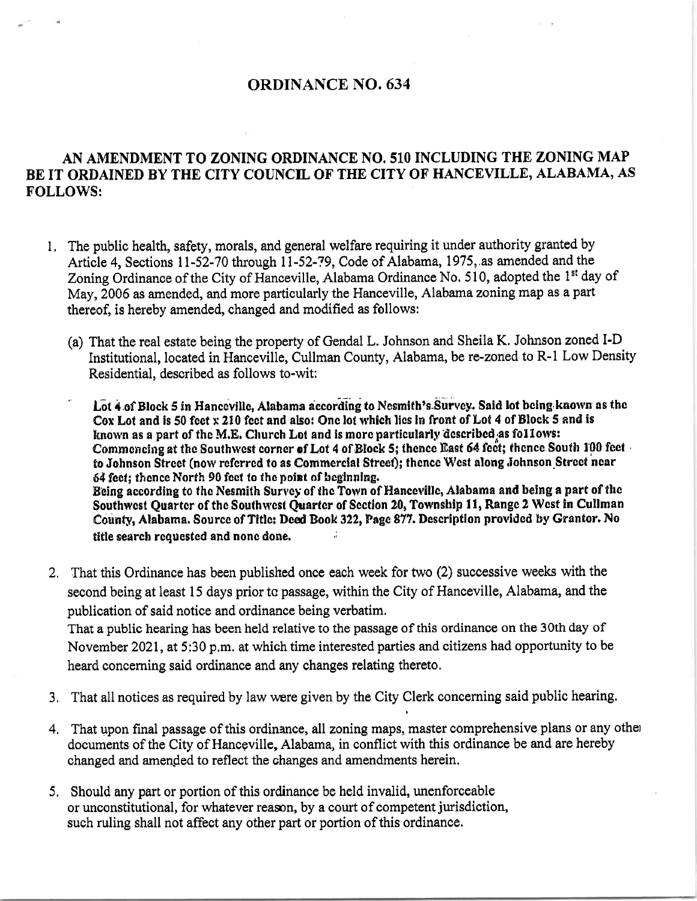# ORDINANCE NO. 634

## AN AMENDMENT TO ZONING ORDINANCE NO. 510 INCLUDING THE ZONING MAP BE IT ORDAINED BY THE CITY COUNCIL OF THE CITY OF HANCEVILLE, ALABAMA, AS FOLLOWS:

1. The public health, safety, morals, and general welfare requiring it under authority granted by Article 4, Sections 11-52-70 through 11-52-79, Code of Alabama, 1975, as amended and the Zoning Ordinance of the City of Hanceville, Alabama Ordinance No. 510, adopted the 1st day of May, 2006 as amended, and more particularly the Hanceville, Alabama zoning map as a part thereof, is hereby amended, changed and modified as follows:

   (a) That the real estate being the property of Gendal L. Johnson and Sheila K. Johnson zoned I-D Institutional, located in Hanceville, Cullman County, Alabama, be re-zoned to R-1 Low Density Residential, described as follows to-wit:

   **Lot 4 of Block 5 in Hanceville, Alabama according to Nesmith's Survey. Said lot being known as the Cox Lot and is 50 feet x 210 feet and also: One lot which lies in front of Lot 4 of Block 5 and is known as a part of the M.E. Church Lot and is more particularly described as follows: Commencing at the Southwest corner of Lot 4 of Block 5; thence East 64 feet; thence South 100 feet to Johnson Street (now referred to as Commercial Street); thence West along Johnson Street near 64 feet; thence North 90 feet to the point of beginning.**
   **Being according to the Nesmith Survey of the Town of Hanceville, Alabama and being a part of the Southwest Quarter of the Southwest Quarter of Section 20, Township 11, Range 2 West in Cullman County, Alabama. Source of Title: Deed Book 322, Page 877. Description provided by Grantor. No title search requested and none done.**

2. That this Ordinance has been published once each week for two (2) successive weeks with the second being at least 15 days prior to passage, within the City of Hanceville, Alabama, and the publication of said notice and ordinance being verbatim.
   That a public hearing has been held relative to the passage of this ordinance on the 30th day of November 2021, at 5:30 p.m. at which time interested parties and citizens had opportunity to be heard concerning said ordinance and any changes relating thereto.

3. That all notices as required by law were given by the City Clerk concerning said public hearing.

4. That upon final passage of this ordinance, all zoning maps, master comprehensive plans or any other documents of the City of Hanceville, Alabama, in conflict with this ordinance be and are hereby changed and amended to reflect the changes and amendments herein.

5. Should any part or portion of this ordinance be held invalid, unenforceable or unconstitutional, for whatever reason, by a court of competent jurisdiction, such ruling shall not affect any other part or portion of this ordinance.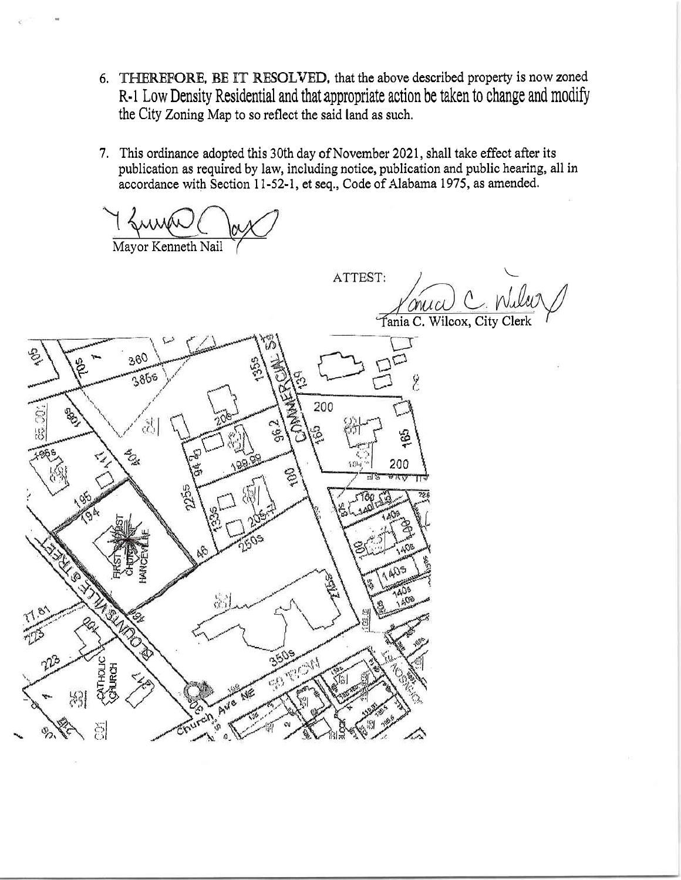6. **THEREFORE, BE IT RESOLVED,** that the above described property is now zoned R-1 Low Density Residential and that appropriate action be taken to change and modify the City Zoning Map to so reflect the said land as such.

7. This ordinance adopted this 30th day of November 2021, shall take effect after its publication as required by law, including notice, publication and public hearing, all in accordance with Section 11-52-1, et seq., Code of Alabama 1975, as amended.

Mayor Kenneth Nail

ATTEST:

Tania C. Wilcox, City Clerk